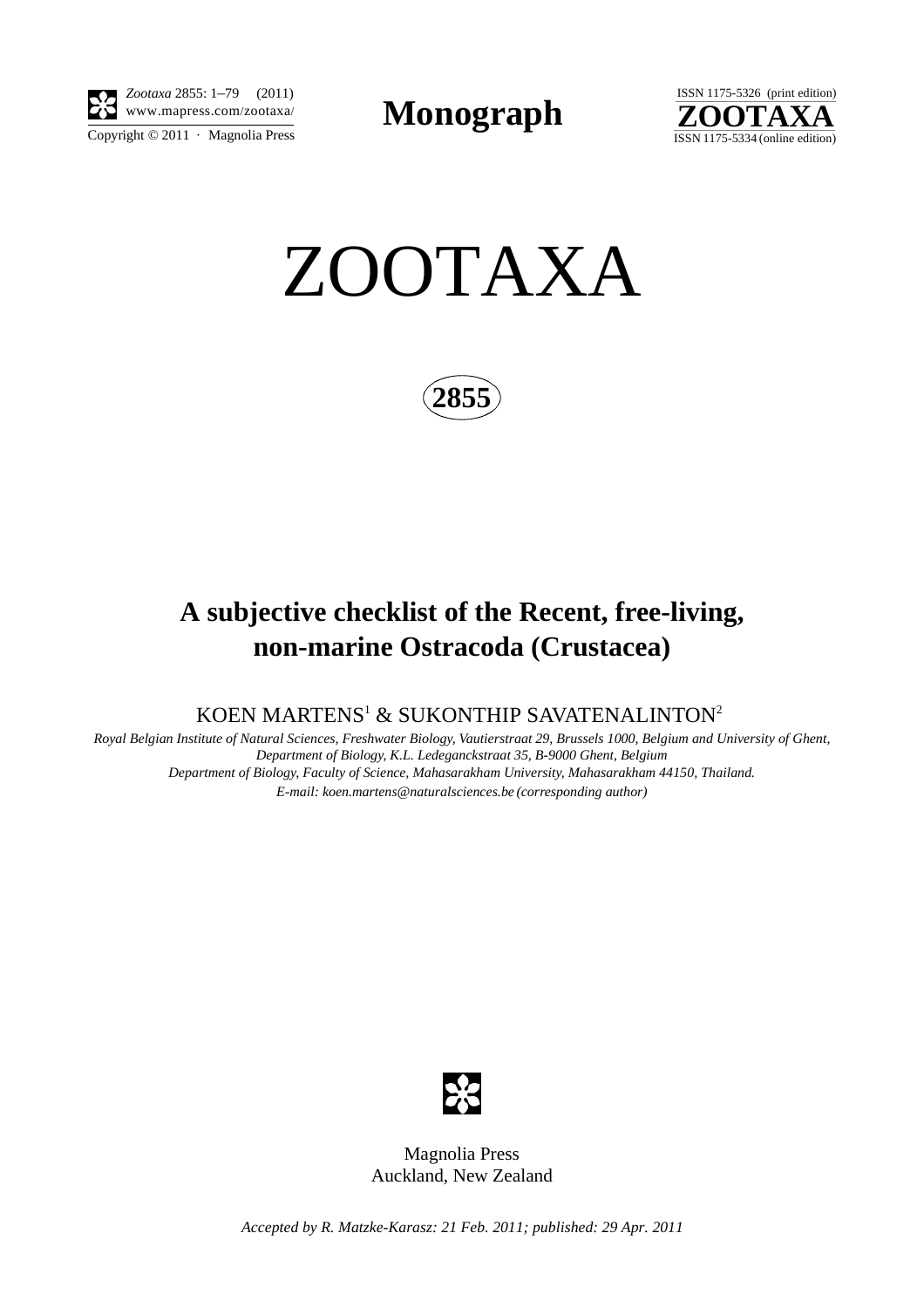Monograph

# ZOOTAXA

**2855**

## A subjective checklist of the Recent, free-living, non-marine Ostracoda (Crustacea)

KOEN MARTENS[1] & SUKONTHIP SAVATENALINTON[2]

*Royal Belgian Institute of Natural Sciences, Freshwater Biology, Vautierstraat 29, Brussels 1000, Belgium and University of Ghent, Department of Biology, K.L. Ledeganckstraat 35, B-9000 Ghent, Belgium*
*Department of Biology, Faculty of Science, Mahasarakham University, Mahasarakham 44150, Thailand.*
*E-mail: koen.martens@naturalsciences.be (corresponding author)*

Magnolia Press
Auckland, New Zealand

*Accepted by R. Matzke-Karasz: 21 Feb. 2011; published: 29 Apr. 2011*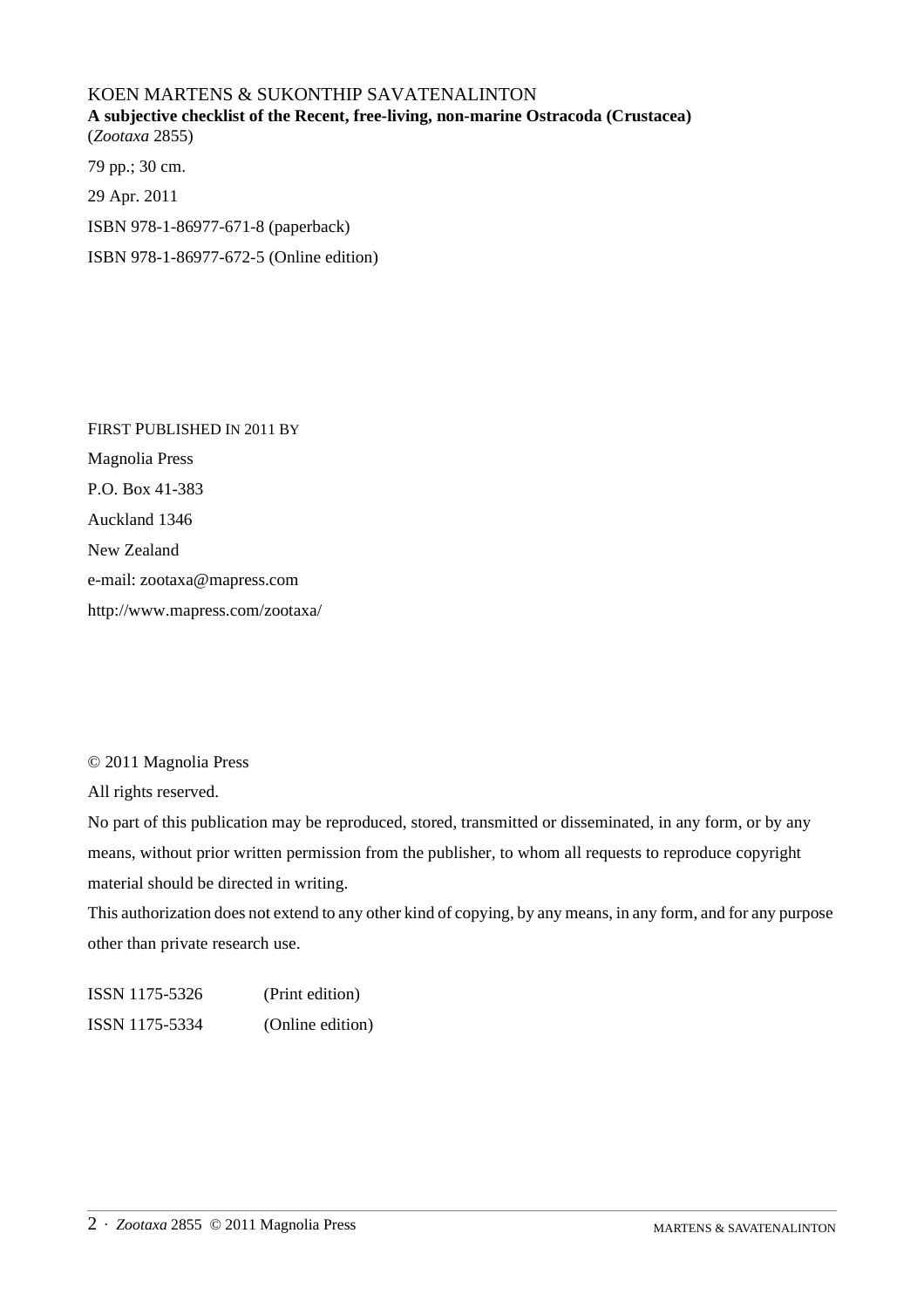KOEN MARTENS & SUKONTHIP SAVATENALINTON

**A subjective checklist of the Recent, free-living, non-marine Ostracoda (Crustacea)**

(*Zootaxa* 2855)

79 pp.; 30 cm.

29 Apr. 2011

ISBN 978-1-86977-671-8 (paperback)

ISBN 978-1-86977-672-5 (Online edition)

FIRST PUBLISHED IN 2011 BY

Magnolia Press

P.O. Box 41-383

Auckland 1346

New Zealand

e-mail: zootaxa@mapress.com

http://www.mapress.com/zootaxa/

© 2011 Magnolia Press

All rights reserved.

No part of this publication may be reproduced, stored, transmitted or disseminated, in any form, or by any means, without prior written permission from the publisher, to whom all requests to reproduce copyright material should be directed in writing.

This authorization does not extend to any other kind of copying, by any means, in any form, and for any purpose other than private research use.

| ISSN 1175-5326 | (Print edition) |
|---|---|
| ISSN 1175-5334 | (Online edition) |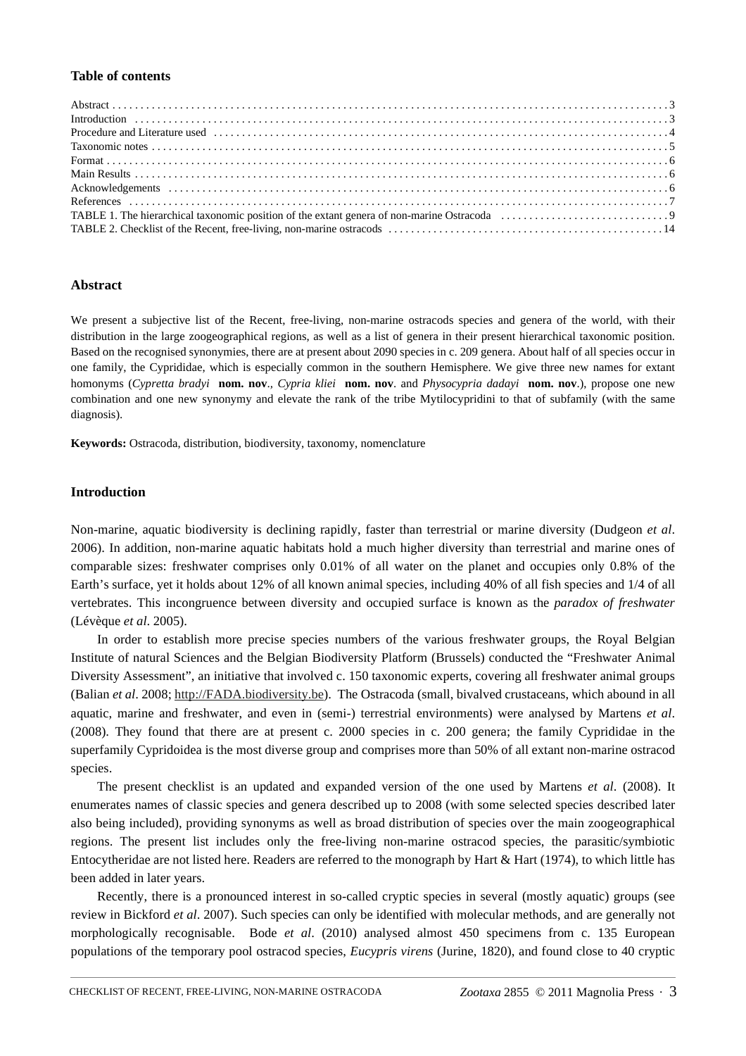## Table of contents

Abstract . . . 3
Introduction . . . 3
Procedure and Literature used . . . 4
Taxonomic notes . . . 5
Format . . . 6
Main Results . . . 6
Acknowledgements . . . 6
References . . . 7
TABLE 1. The hierarchical taxonomic position of the extant genera of non-marine Ostracoda . . . 9
TABLE 2. Checklist of the Recent, free-living, non-marine ostracods . . . 14

## Abstract

We present a subjective list of the Recent, free-living, non-marine ostracods species and genera of the world, with their distribution in the large zoogeographical regions, as well as a list of genera in their present hierarchical taxonomic position. Based on the recognised synonymies, there are at present about 2090 species in c. 209 genera. About half of all species occur in one family, the Cyprididae, which is especially common in the southern Hemisphere. We give three new names for extant homonyms (*Cypretta bradyi* **nom. nov**., *Cypria kliei* **nom. nov**. and *Physocypria dadayi* **nom. nov**.), propose one new combination and one new synonymy and elevate the rank of the tribe Mytilocypridini to that of subfamily (with the same diagnosis).

**Keywords:** Ostracoda, distribution, biodiversity, taxonomy, nomenclature

## Introduction

Non-marine, aquatic biodiversity is declining rapidly, faster than terrestrial or marine diversity (Dudgeon *et al*. 2006). In addition, non-marine aquatic habitats hold a much higher diversity than terrestrial and marine ones of comparable sizes: freshwater comprises only 0.01% of all water on the planet and occupies only 0.8% of the Earth's surface, yet it holds about 12% of all known animal species, including 40% of all fish species and 1/4 of all vertebrates. This incongruence between diversity and occupied surface is known as the *paradox of freshwater* (Lévèque *et al*. 2005).

In order to establish more precise species numbers of the various freshwater groups, the Royal Belgian Institute of natural Sciences and the Belgian Biodiversity Platform (Brussels) conducted the "Freshwater Animal Diversity Assessment", an initiative that involved c. 150 taxonomic experts, covering all freshwater animal groups (Balian *et al*. 2008; http://FADA.biodiversity.be). The Ostracoda (small, bivalved crustaceans, which abound in all aquatic, marine and freshwater, and even in (semi-) terrestrial environments) were analysed by Martens *et al*. (2008). They found that there are at present c. 2000 species in c. 200 genera; the family Cyprididae in the superfamily Cypridoidea is the most diverse group and comprises more than 50% of all extant non-marine ostracod species.

The present checklist is an updated and expanded version of the one used by Martens *et al*. (2008). It enumerates names of classic species and genera described up to 2008 (with some selected species described later also being included), providing synonyms as well as broad distribution of species over the main zoogeographical regions. The present list includes only the free-living non-marine ostracod species, the parasitic/symbiotic Entocytheridae are not listed here. Readers are referred to the monograph by Hart & Hart (1974), to which little has been added in later years.

Recently, there is a pronounced interest in so-called cryptic species in several (mostly aquatic) groups (see review in Bickford *et al*. 2007). Such species can only be identified with molecular methods, and are generally not morphologically recognisable. Bode *et al*. (2010) analysed almost 450 specimens from c. 135 European populations of the temporary pool ostracod species, *Eucypris virens* (Jurine, 1820), and found close to 40 cryptic